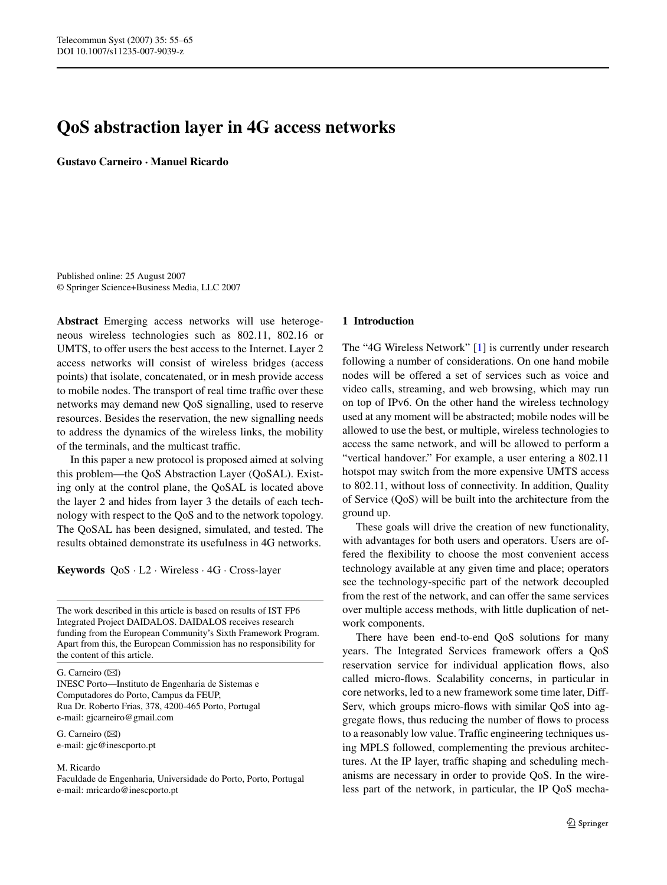# QoS abstraction layer in 4G access networks

**Gustavo Carneiro · Manuel Ricardo**

Published online: 25 August 2007
© Springer Science+Business Media, LLC 2007

**Abstract** Emerging access networks will use heterogeneous wireless technologies such as 802.11, 802.16 or UMTS, to offer users the best access to the Internet. Layer 2 access networks will consist of wireless bridges (access points) that isolate, concatenated, or in mesh provide access to mobile nodes. The transport of real time traffic over these networks may demand new QoS signalling, used to reserve resources. Besides the reservation, the new signalling needs to address the dynamics of the wireless links, the mobility of the terminals, and the multicast traffic.

In this paper a new protocol is proposed aimed at solving this problem—the QoS Abstraction Layer (QoSAL). Existing only at the control plane, the QoSAL is located above the layer 2 and hides from layer 3 the details of each technology with respect to the QoS and to the network topology. The QoSAL has been designed, simulated, and tested. The results obtained demonstrate its usefulness in 4G networks.

**Keywords** QoS · L2 · Wireless · 4G · Cross-layer

The work described in this article is based on results of IST FP6 Integrated Project DAIDALOS. DAIDALOS receives research funding from the European Community's Sixth Framework Program. Apart from this, the European Commission has no responsibility for the content of this article.

G. Carneiro (✉)
INESC Porto—Instituto de Engenharia de Sistemas e Computadores do Porto, Campus da FEUP, Rua Dr. Roberto Frias, 378, 4200-465 Porto, Portugal
e-mail: gjcarneiro@gmail.com

G. Carneiro (✉)
e-mail: gjc@inescporto.pt

M. Ricardo
Faculdade de Engenharia, Universidade do Porto, Porto, Portugal
e-mail: mricardo@inescporto.pt

## 1 Introduction

The "4G Wireless Network" [1] is currently under research following a number of considerations. On one hand mobile nodes will be offered a set of services such as voice and video calls, streaming, and web browsing, which may run on top of IPv6. On the other hand the wireless technology used at any moment will be abstracted; mobile nodes will be allowed to use the best, or multiple, wireless technologies to access the same network, and will be allowed to perform a "vertical handover." For example, a user entering a 802.11 hotspot may switch from the more expensive UMTS access to 802.11, without loss of connectivity. In addition, Quality of Service (QoS) will be built into the architecture from the ground up.

These goals will drive the creation of new functionality, with advantages for both users and operators. Users are offered the flexibility to choose the most convenient access technology available at any given time and place; operators see the technology-specific part of the network decoupled from the rest of the network, and can offer the same services over multiple access methods, with little duplication of network components.

There have been end-to-end QoS solutions for many years. The Integrated Services framework offers a QoS reservation service for individual application flows, also called micro-flows. Scalability concerns, in particular in core networks, led to a new framework some time later, DiffServ, which groups micro-flows with similar QoS into aggregate flows, thus reducing the number of flows to process to a reasonably low value. Traffic engineering techniques using MPLS followed, complementing the previous architectures. At the IP layer, traffic shaping and scheduling mechanisms are necessary in order to provide QoS. In the wireless part of the network, in particular, the IP QoS mecha-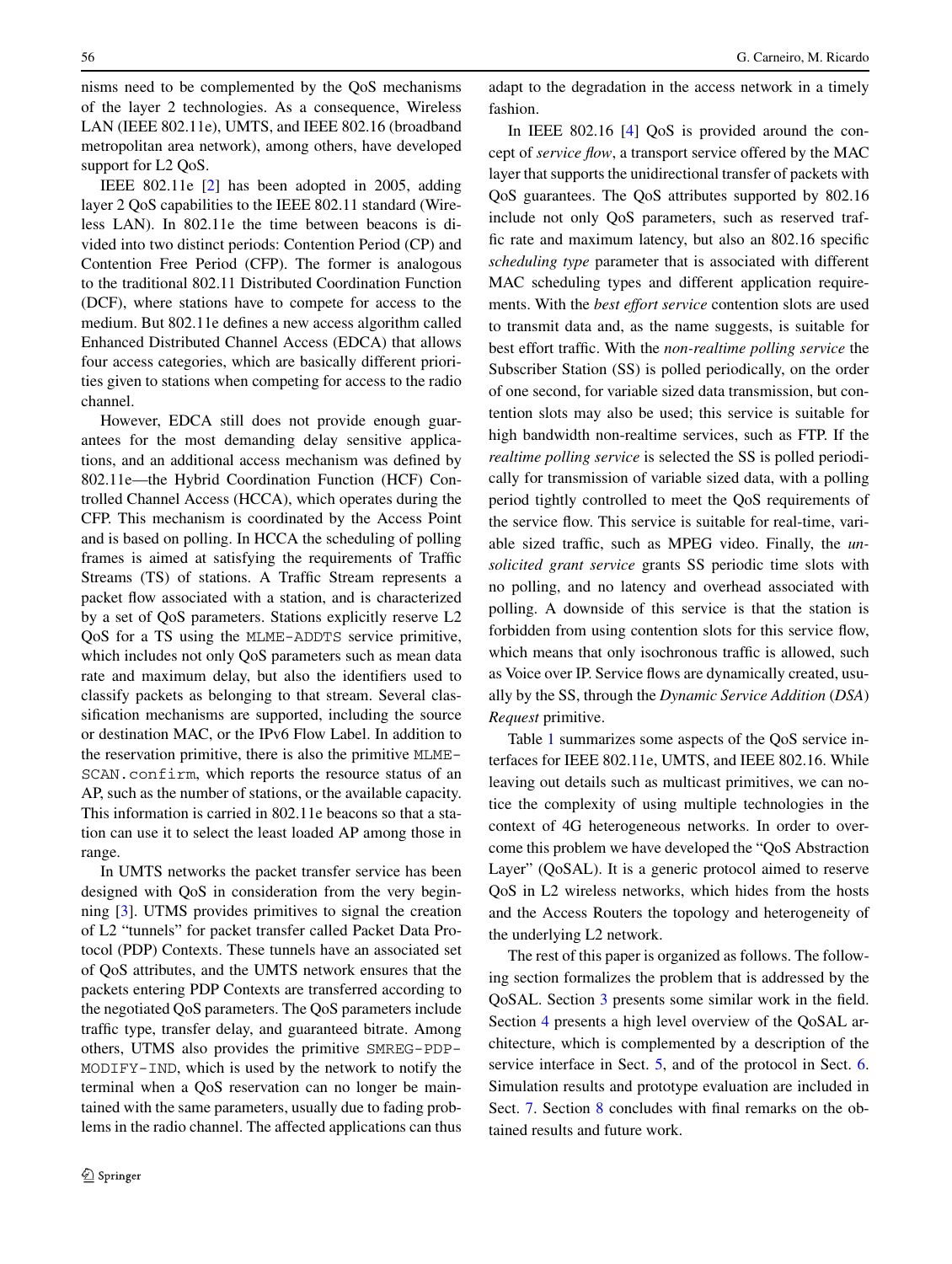nisms need to be complemented by the QoS mechanisms of the layer 2 technologies. As a consequence, Wireless LAN (IEEE 802.11e), UMTS, and IEEE 802.16 (broadband metropolitan area network), among others, have developed support for L2 QoS.

IEEE 802.11e [2] has been adopted in 2005, adding layer 2 QoS capabilities to the IEEE 802.11 standard (Wireless LAN). In 802.11e the time between beacons is divided into two distinct periods: Contention Period (CP) and Contention Free Period (CFP). The former is analogous to the traditional 802.11 Distributed Coordination Function (DCF), where stations have to compete for access to the medium. But 802.11e defines a new access algorithm called Enhanced Distributed Channel Access (EDCA) that allows four access categories, which are basically different priorities given to stations when competing for access to the radio channel.

However, EDCA still does not provide enough guarantees for the most demanding delay sensitive applications, and an additional access mechanism was defined by 802.11e—the Hybrid Coordination Function (HCF) Controlled Channel Access (HCCA), which operates during the CFP. This mechanism is coordinated by the Access Point and is based on polling. In HCCA the scheduling of polling frames is aimed at satisfying the requirements of Traffic Streams (TS) of stations. A Traffic Stream represents a packet flow associated with a station, and is characterized by a set of QoS parameters. Stations explicitly reserve L2 QoS for a TS using the `MLME-ADDTS` service primitive, which includes not only QoS parameters such as mean data rate and maximum delay, but also the identifiers used to classify packets as belonging to that stream. Several classification mechanisms are supported, including the source or destination MAC, or the IPv6 Flow Label. In addition to the reservation primitive, there is also the primitive `MLME-SCAN.confirm`, which reports the resource status of an AP, such as the number of stations, or the available capacity. This information is carried in 802.11e beacons so that a station can use it to select the least loaded AP among those in range.

In UMTS networks the packet transfer service has been designed with QoS in consideration from the very beginning [3]. UTMS provides primitives to signal the creation of L2 "tunnels" for packet transfer called Packet Data Protocol (PDP) Contexts. These tunnels have an associated set of QoS attributes, and the UMTS network ensures that the packets entering PDP Contexts are transferred according to the negotiated QoS parameters. The QoS parameters include traffic type, transfer delay, and guaranteed bitrate. Among others, UTMS also provides the primitive `SMREG-PDP-MODIFY-IND`, which is used by the network to notify the terminal when a QoS reservation can no longer be maintained with the same parameters, usually due to fading problems in the radio channel. The affected applications can thus adapt to the degradation in the access network in a timely fashion.

In IEEE 802.16 [4] QoS is provided around the concept of *service flow*, a transport service offered by the MAC layer that supports the unidirectional transfer of packets with QoS guarantees. The QoS attributes supported by 802.16 include not only QoS parameters, such as reserved traffic rate and maximum latency, but also an 802.16 specific *scheduling type* parameter that is associated with different MAC scheduling types and different application requirements. With the *best effort service* contention slots are used to transmit data and, as the name suggests, is suitable for best effort traffic. With the *non-realtime polling service* the Subscriber Station (SS) is polled periodically, on the order of one second, for variable sized data transmission, but contention slots may also be used; this service is suitable for high bandwidth non-realtime services, such as FTP. If the *realtime polling service* is selected the SS is polled periodically for transmission of variable sized data, with a polling period tightly controlled to meet the QoS requirements of the service flow. This service is suitable for real-time, variable sized traffic, such as MPEG video. Finally, the *unsolicited grant service* grants SS periodic time slots with no polling, and no latency and overhead associated with polling. A downside of this service is that the station is forbidden from using contention slots for this service flow, which means that only isochronous traffic is allowed, such as Voice over IP. Service flows are dynamically created, usually by the SS, through the *Dynamic Service Addition* (*DSA*) *Request* primitive.

Table 1 summarizes some aspects of the QoS service interfaces for IEEE 802.11e, UMTS, and IEEE 802.16. While leaving out details such as multicast primitives, we can notice the complexity of using multiple technologies in the context of 4G heterogeneous networks. In order to overcome this problem we have developed the "QoS Abstraction Layer" (QoSAL). It is a generic protocol aimed to reserve QoS in L2 wireless networks, which hides from the hosts and the Access Routers the topology and heterogeneity of the underlying L2 network.

The rest of this paper is organized as follows. The following section formalizes the problem that is addressed by the QoSAL. Section 3 presents some similar work in the field. Section 4 presents a high level overview of the QoSAL architecture, which is complemented by a description of the service interface in Sect. 5, and of the protocol in Sect. 6. Simulation results and prototype evaluation are included in Sect. 7. Section 8 concludes with final remarks on the obtained results and future work.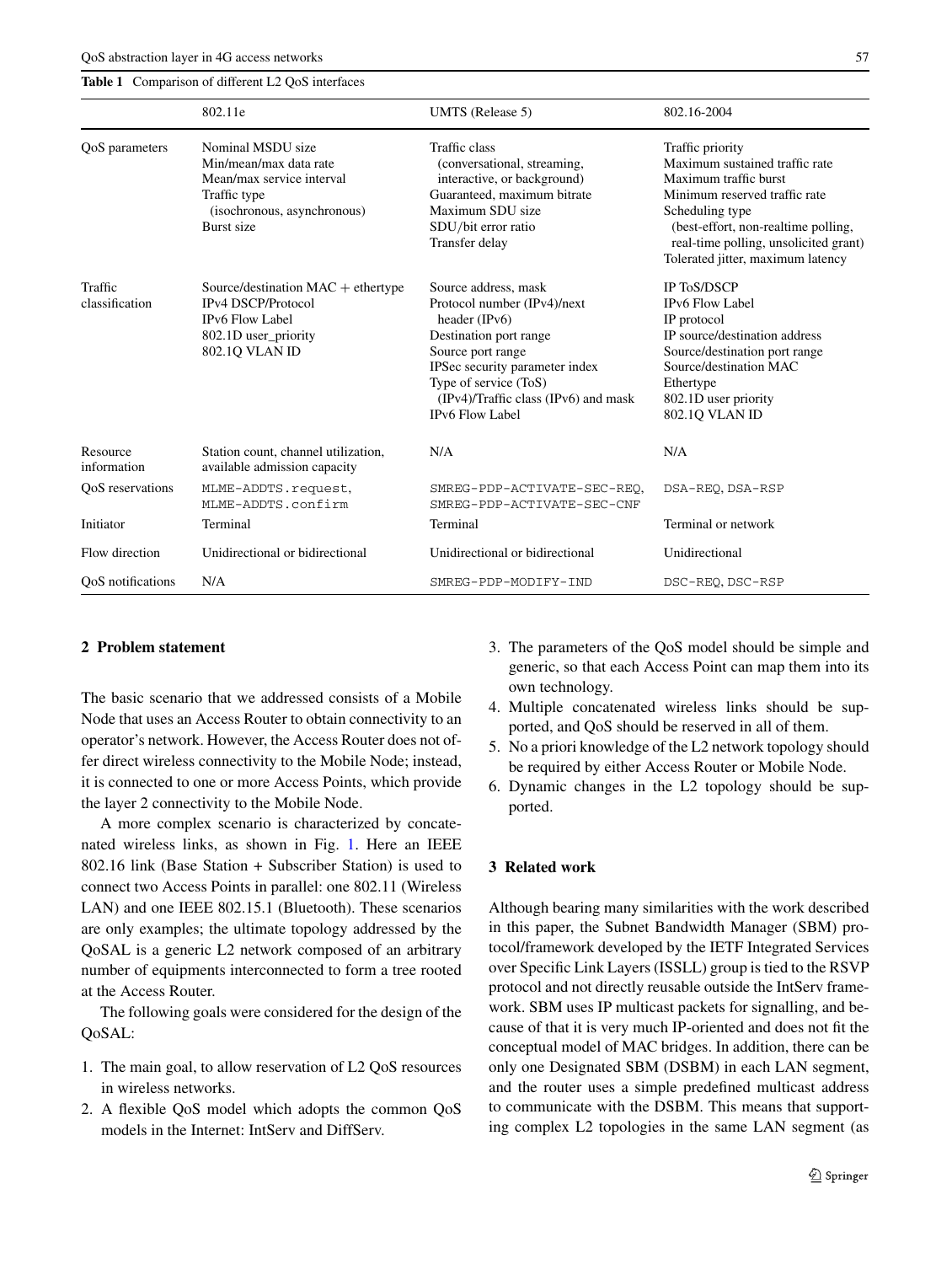**Table 1** Comparison of different L2 QoS interfaces

| | 802.11e | UMTS (Release 5) | 802.16-2004 |
|---|---|---|---|
| QoS parameters | Nominal MSDU size<br>Min/mean/max data rate<br>Mean/max service interval<br>Traffic type (isochronous, asynchronous)<br>Burst size | Traffic class (conversational, streaming, interactive, or background)<br>Guaranteed, maximum bitrate<br>Maximum SDU size<br>SDU/bit error ratio<br>Transfer delay | Traffic priority<br>Maximum sustained traffic rate<br>Maximum traffic burst<br>Minimum reserved traffic rate<br>Scheduling type (best-effort, non-realtime polling, real-time polling, unsolicited grant)<br>Tolerated jitter, maximum latency |
| Traffic classification | Source/destination MAC + ethertype<br>IPv4 DSCP/Protocol<br>IPv6 Flow Label<br>802.1D user_priority<br>802.1Q VLAN ID | Source address, mask<br>Protocol number (IPv4)/next header (IPv6)<br>Destination port range<br>Source port range<br>IPSec security parameter index<br>Type of service (ToS) (IPv4)/Traffic class (IPv6) and mask<br>IPv6 Flow Label | IP ToS/DSCP<br>IPv6 Flow Label<br>IP protocol<br>IP source/destination address<br>Source/destination port range<br>Source/destination MAC<br>Ethertype<br>802.1D user priority<br>802.1Q VLAN ID |
| Resource information | Station count, channel utilization, available admission capacity | N/A | N/A |
| QoS reservations | `MLME-ADDTS.request`, `MLME-ADDTS.confirm` | `SMREG-PDP-ACTIVATE-SEC-REQ`, `SMREG-PDP-ACTIVATE-SEC-CNF` | `DSA-REQ`, `DSA-RSP` |
| Initiator | Terminal | Terminal | Terminal or network |
| Flow direction | Unidirectional or bidirectional | Unidirectional or bidirectional | Unidirectional |
| QoS notifications | N/A | `SMREG-PDP-MODIFY-IND` | `DSC-REQ`, `DSC-RSP` |

## 2 Problem statement

The basic scenario that we addressed consists of a Mobile Node that uses an Access Router to obtain connectivity to an operator's network. However, the Access Router does not offer direct wireless connectivity to the Mobile Node; instead, it is connected to one or more Access Points, which provide the layer 2 connectivity to the Mobile Node.

A more complex scenario is characterized by concatenated wireless links, as shown in Fig. 1. Here an IEEE 802.16 link (Base Station + Subscriber Station) is used to connect two Access Points in parallel: one 802.11 (Wireless LAN) and one IEEE 802.15.1 (Bluetooth). These scenarios are only examples; the ultimate topology addressed by the QoSAL is a generic L2 network composed of an arbitrary number of equipments interconnected to form a tree rooted at the Access Router.

The following goals were considered for the design of the QoSAL:

1. The main goal, to allow reservation of L2 QoS resources in wireless networks.
2. A flexible QoS model which adopts the common QoS models in the Internet: IntServ and DiffServ.
3. The parameters of the QoS model should be simple and generic, so that each Access Point can map them into its own technology.
4. Multiple concatenated wireless links should be supported, and QoS should be reserved in all of them.
5. No a priori knowledge of the L2 network topology should be required by either Access Router or Mobile Node.
6. Dynamic changes in the L2 topology should be supported.

## 3 Related work

Although bearing many similarities with the work described in this paper, the Subnet Bandwidth Manager (SBM) protocol/framework developed by the IETF Integrated Services over Specific Link Layers (ISSLL) group is tied to the RSVP protocol and not directly reusable outside the IntServ framework. SBM uses IP multicast packets for signalling, and because of that it is very much IP-oriented and does not fit the conceptual model of MAC bridges. In addition, there can be only one Designated SBM (DSBM) in each LAN segment, and the router uses a simple predefined multicast address to communicate with the DSBM. This means that supporting complex L2 topologies in the same LAN segment (as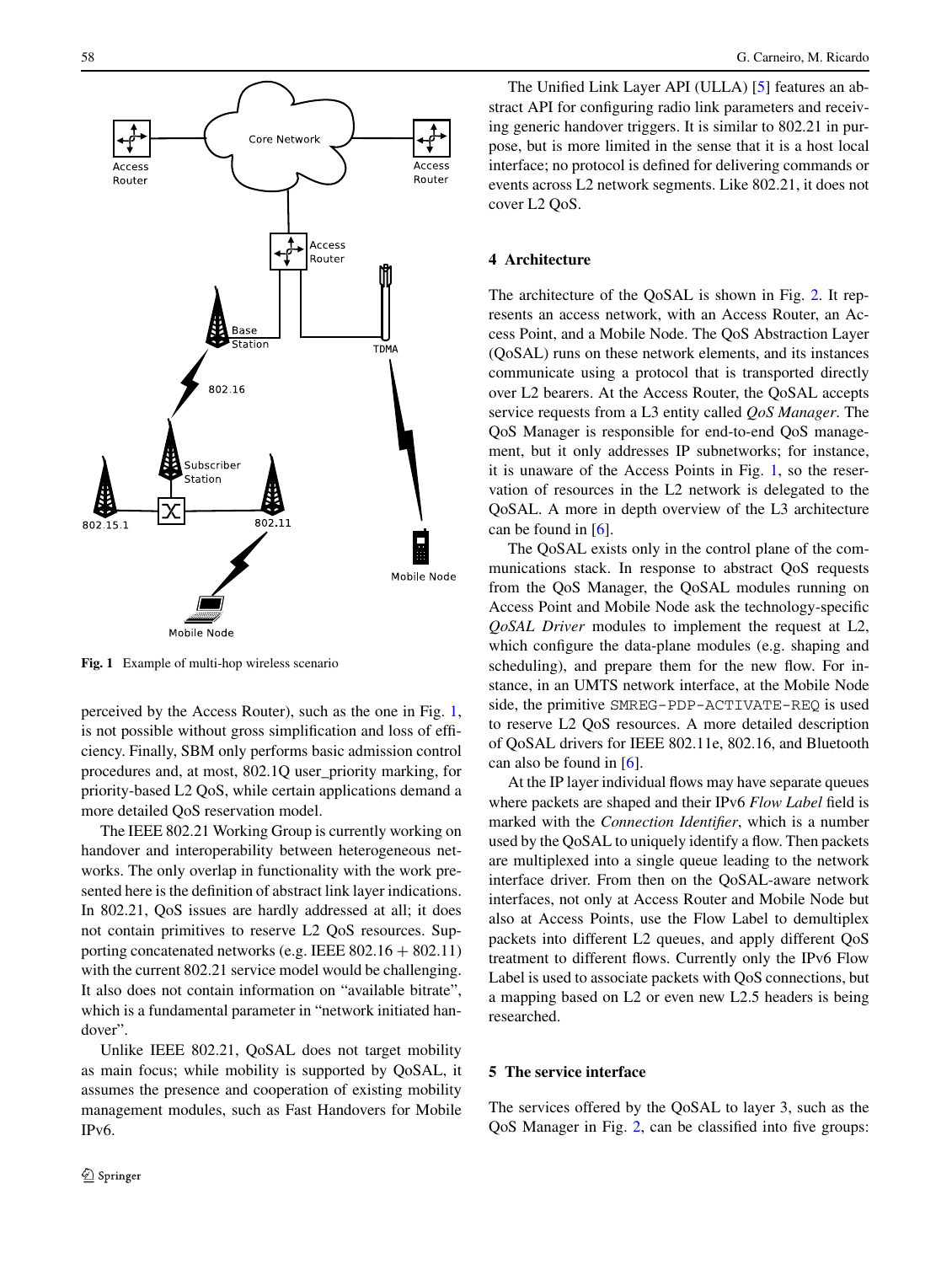Fig. 1 Example of multi-hop wireless scenario

perceived by the Access Router), such as the one in Fig. 1, is not possible without gross simplification and loss of efficiency. Finally, SBM only performs basic admission control procedures and, at most, 802.1Q user_priority marking, for priority-based L2 QoS, while certain applications demand a more detailed QoS reservation model.

The IEEE 802.21 Working Group is currently working on handover and interoperability between heterogeneous networks. The only overlap in functionality with the work presented here is the definition of abstract link layer indications. In 802.21, QoS issues are hardly addressed at all; it does not contain primitives to reserve L2 QoS resources. Supporting concatenated networks (e.g. IEEE 802.16 + 802.11) with the current 802.21 service model would be challenging. It also does not contain information on "available bitrate", which is a fundamental parameter in "network initiated handover".

Unlike IEEE 802.21, QoSAL does not target mobility as main focus; while mobility is supported by QoSAL, it assumes the presence and cooperation of existing mobility management modules, such as Fast Handovers for Mobile IPv6.

The Unified Link Layer API (ULLA) [5] features an abstract API for configuring radio link parameters and receiving generic handover triggers. It is similar to 802.21 in purpose, but is more limited in the sense that it is a host local interface; no protocol is defined for delivering commands or events across L2 network segments. Like 802.21, it does not cover L2 QoS.

## 4 Architecture

The architecture of the QoSAL is shown in Fig. 2. It represents an access network, with an Access Router, an Access Point, and a Mobile Node. The QoS Abstraction Layer (QoSAL) runs on these network elements, and its instances communicate using a protocol that is transported directly over L2 bearers. At the Access Router, the QoSAL accepts service requests from a L3 entity called *QoS Manager*. The QoS Manager is responsible for end-to-end QoS management, but it only addresses IP subnetworks; for instance, it is unaware of the Access Points in Fig. 1, so the reservation of resources in the L2 network is delegated to the QoSAL. A more in depth overview of the L3 architecture can be found in [6].

The QoSAL exists only in the control plane of the communications stack. In response to abstract QoS requests from the QoS Manager, the QoSAL modules running on Access Point and Mobile Node ask the technology-specific *QoSAL Driver* modules to implement the request at L2, which configure the data-plane modules (e.g. shaping and scheduling), and prepare them for the new flow. For instance, in an UMTS network interface, at the Mobile Node side, the primitive `SMREG-PDP-ACTIVATE-REQ` is used to reserve L2 QoS resources. A more detailed description of QoSAL drivers for IEEE 802.11e, 802.16, and Bluetooth can also be found in [6].

At the IP layer individual flows may have separate queues where packets are shaped and their IPv6 *Flow Label* field is marked with the *Connection Identifier*, which is a number used by the QoSAL to uniquely identify a flow. Then packets are multiplexed into a single queue leading to the network interface driver. From then on the QoSAL-aware network interfaces, not only at Access Router and Mobile Node but also at Access Points, use the Flow Label to demultiplex packets into different L2 queues, and apply different QoS treatment to different flows. Currently only the IPv6 Flow Label is used to associate packets with QoS connections, but a mapping based on L2 or even new L2.5 headers is being researched.

## 5 The service interface

The services offered by the QoSAL to layer 3, such as the QoS Manager in Fig. 2, can be classified into five groups: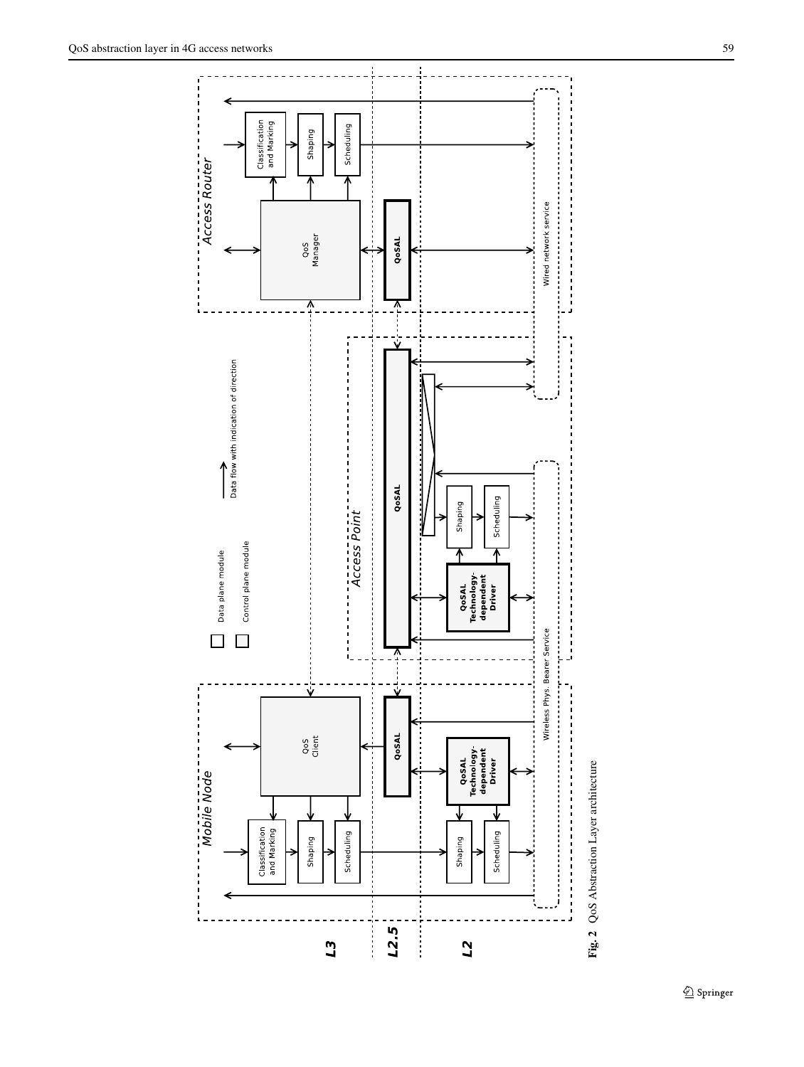Fig. 2 QoS Abstraction Layer architecture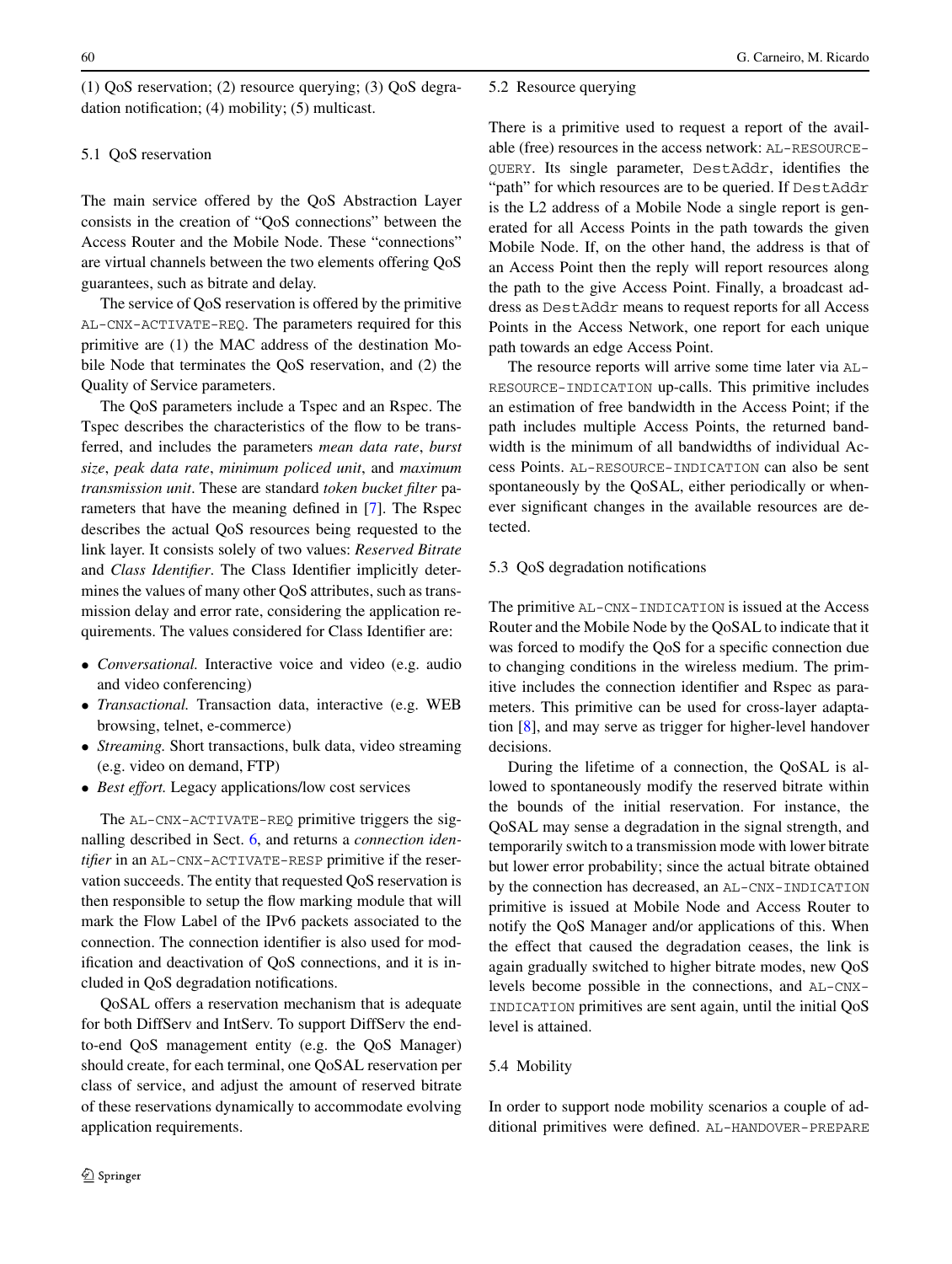(1) QoS reservation; (2) resource querying; (3) QoS degradation notification; (4) mobility; (5) multicast.

### 5.1 QoS reservation

The main service offered by the QoS Abstraction Layer consists in the creation of "QoS connections" between the Access Router and the Mobile Node. These "connections" are virtual channels between the two elements offering QoS guarantees, such as bitrate and delay.

The service of QoS reservation is offered by the primitive `AL-CNX-ACTIVATE-REQ`. The parameters required for this primitive are (1) the MAC address of the destination Mobile Node that terminates the QoS reservation, and (2) the Quality of Service parameters.

The QoS parameters include a Tspec and an Rspec. The Tspec describes the characteristics of the flow to be transferred, and includes the parameters *mean data rate*, *burst size*, *peak data rate*, *minimum policed unit*, and *maximum transmission unit*. These are standard *token bucket filter* parameters that have the meaning defined in [7]. The Rspec describes the actual QoS resources being requested to the link layer. It consists solely of two values: *Reserved Bitrate* and *Class Identifier*. The Class Identifier implicitly determines the values of many other QoS attributes, such as transmission delay and error rate, considering the application requirements. The values considered for Class Identifier are:

- *Conversational.* Interactive voice and video (e.g. audio and video conferencing)
- *Transactional.* Transaction data, interactive (e.g. WEB browsing, telnet, e-commerce)
- *Streaming.* Short transactions, bulk data, video streaming (e.g. video on demand, FTP)
- *Best effort.* Legacy applications/low cost services

The `AL-CNX-ACTIVATE-REQ` primitive triggers the signalling described in Sect. 6, and returns a *connection identifier* in an `AL-CNX-ACTIVATE-RESP` primitive if the reservation succeeds. The entity that requested QoS reservation is then responsible to setup the flow marking module that will mark the Flow Label of the IPv6 packets associated to the connection. The connection identifier is also used for modification and deactivation of QoS connections, and it is included in QoS degradation notifications.

QoSAL offers a reservation mechanism that is adequate for both DiffServ and IntServ. To support DiffServ the end-to-end QoS management entity (e.g. the QoS Manager) should create, for each terminal, one QoSAL reservation per class of service, and adjust the amount of reserved bitrate of these reservations dynamically to accommodate evolving application requirements.

### 5.2 Resource querying

There is a primitive used to request a report of the available (free) resources in the access network: `AL-RESOURCE-QUERY`. Its single parameter, `DestAddr`, identifies the "path" for which resources are to be queried. If `DestAddr` is the L2 address of a Mobile Node a single report is generated for all Access Points in the path towards the given Mobile Node. If, on the other hand, the address is that of an Access Point then the reply will report resources along the path to the give Access Point. Finally, a broadcast address as `DestAddr` means to request reports for all Access Points in the Access Network, one report for each unique path towards an edge Access Point.

The resource reports will arrive some time later via `AL-RESOURCE-INDICATION` up-calls. This primitive includes an estimation of free bandwidth in the Access Point; if the path includes multiple Access Points, the returned bandwidth is the minimum of all bandwidths of individual Access Points. `AL-RESOURCE-INDICATION` can also be sent spontaneously by the QoSAL, either periodically or whenever significant changes in the available resources are detected.

### 5.3 QoS degradation notifications

The primitive `AL-CNX-INDICATION` is issued at the Access Router and the Mobile Node by the QoSAL to indicate that it was forced to modify the QoS for a specific connection due to changing conditions in the wireless medium. The primitive includes the connection identifier and Rspec as parameters. This primitive can be used for cross-layer adaptation [8], and may serve as trigger for higher-level handover decisions.

During the lifetime of a connection, the QoSAL is allowed to spontaneously modify the reserved bitrate within the bounds of the initial reservation. For instance, the QoSAL may sense a degradation in the signal strength, and temporarily switch to a transmission mode with lower bitrate but lower error probability; since the actual bitrate obtained by the connection has decreased, an `AL-CNX-INDICATION` primitive is issued at Mobile Node and Access Router to notify the QoS Manager and/or applications of this. When the effect that caused the degradation ceases, the link is again gradually switched to higher bitrate modes, new QoS levels become possible in the connections, and `AL-CNX-INDICATION` primitives are sent again, until the initial QoS level is attained.

### 5.4 Mobility

In order to support node mobility scenarios a couple of additional primitives were defined. `AL-HANDOVER-PREPARE`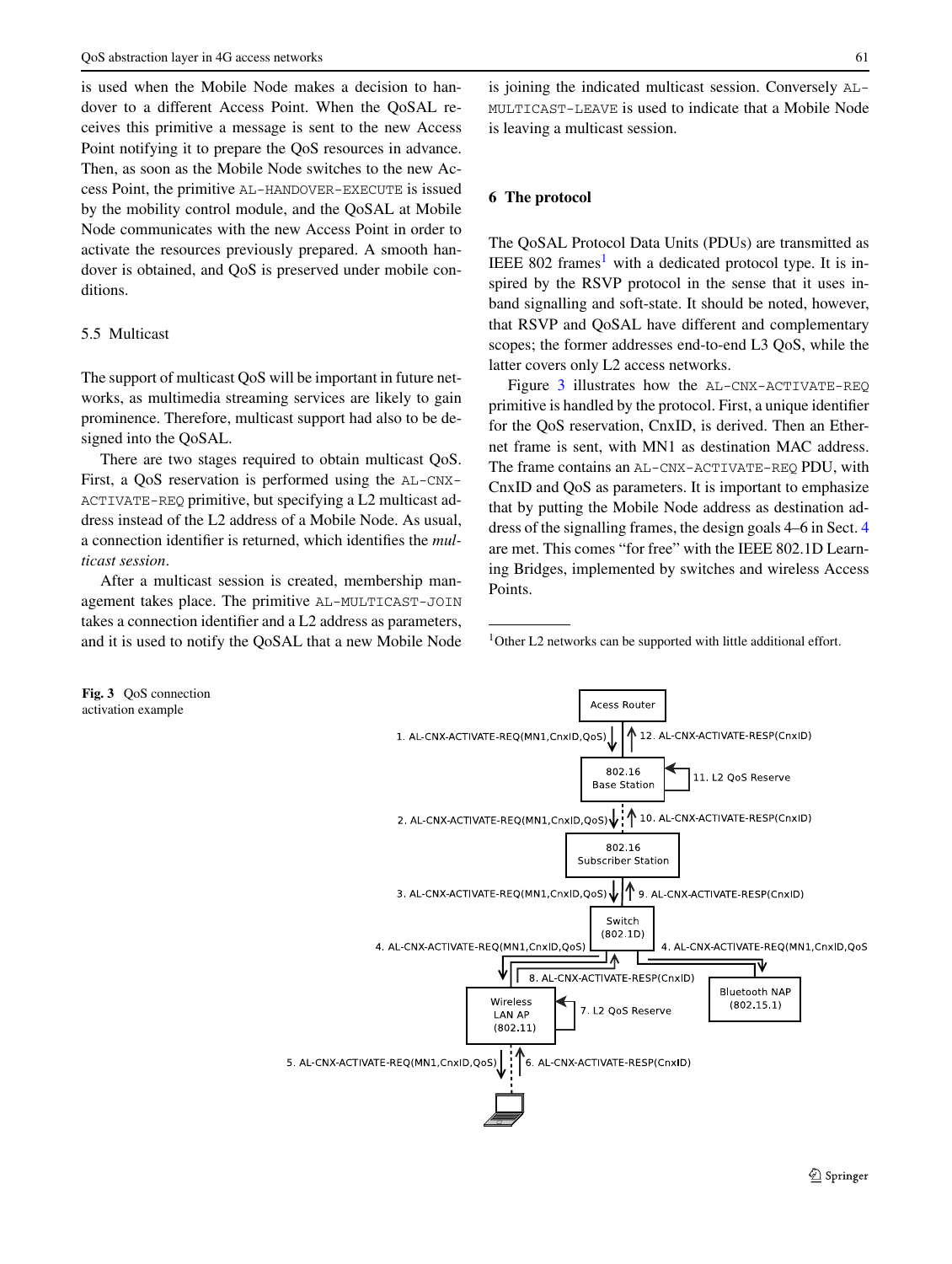is used when the Mobile Node makes a decision to handover to a different Access Point. When the QoSAL receives this primitive a message is sent to the new Access Point notifying it to prepare the QoS resources in advance. Then, as soon as the Mobile Node switches to the new Access Point, the primitive AL-HANDOVER-EXECUTE is issued by the mobility control module, and the QoSAL at Mobile Node communicates with the new Access Point in order to activate the resources previously prepared. A smooth handover is obtained, and QoS is preserved under mobile conditions.

### 5.5 Multicast

The support of multicast QoS will be important in future networks, as multimedia streaming services are likely to gain prominence. Therefore, multicast support had also to be designed into the QoSAL.

There are two stages required to obtain multicast QoS. First, a QoS reservation is performed using the AL-CNX-ACTIVATE-REQ primitive, but specifying a L2 multicast address instead of the L2 address of a Mobile Node. As usual, a connection identifier is returned, which identifies the *multicast session*.

After a multicast session is created, membership management takes place. The primitive AL-MULTICAST-JOIN takes a connection identifier and a L2 address as parameters, and it is used to notify the QoSAL that a new Mobile Node is joining the indicated multicast session. Conversely AL-MULTICAST-LEAVE is used to indicate that a Mobile Node is leaving a multicast session.

## 6 The protocol

The QoSAL Protocol Data Units (PDUs) are transmitted as IEEE 802 frames[1] with a dedicated protocol type. It is inspired by the RSVP protocol in the sense that it uses in-band signalling and soft-state. It should be noted, however, that RSVP and QoSAL have different and complementary scopes; the former addresses end-to-end L3 QoS, while the latter covers only L2 access networks.

Figure 3 illustrates how the AL-CNX-ACTIVATE-REQ primitive is handled by the protocol. First, a unique identifier for the QoS reservation, CnxID, is derived. Then an Ethernet frame is sent, with MN1 as destination MAC address. The frame contains an AL-CNX-ACTIVATE-REQ PDU, with CnxID and QoS as parameters. It is important to emphasize that by putting the Mobile Node address as destination address of the signalling frames, the design goals 4–6 in Sect. 4 are met. This comes "for free" with the IEEE 802.1D Learning Bridges, implemented by switches and wireless Access Points.

[1] Other L2 networks can be supported with little additional effort.

Acess Router

1. AL-CNX-ACTIVATE-REQ(MN1,CnxID,QoS) 12. AL-CNX-ACTIVATE-RESP(CnxID)

802.16 Base Station 11. L2 QoS Reserve

2. AL-CNX-ACTIVATE-REQ(MN1,CnxID,QoS) 10. AL-CNX-ACTIVATE-RESP(CnxID)

802.16 Subscriber Station

3. AL-CNX-ACTIVATE-REQ(MN1,CnxID,QoS) 9. AL-CNX-ACTIVATE-RESP(CnxID)

Switch (802.1D)

4. AL-CNX-ACTIVATE-REQ(MN1,CnxID,QoS) 4. AL-CNX-ACTIVATE-REQ(MN1,CnxID,QoS

8. AL-CNX-ACTIVATE-RESP(CnxID)

Wireless LAN AP (802.11) 7. L2 QoS Reserve Bluetooth NAP (802.15.1)

5. AL-CNX-ACTIVATE-REQ(MN1,CnxID,QoS) 6. AL-CNX-ACTIVATE-RESP(CnxID)

**Fig. 3** QoS connection activation example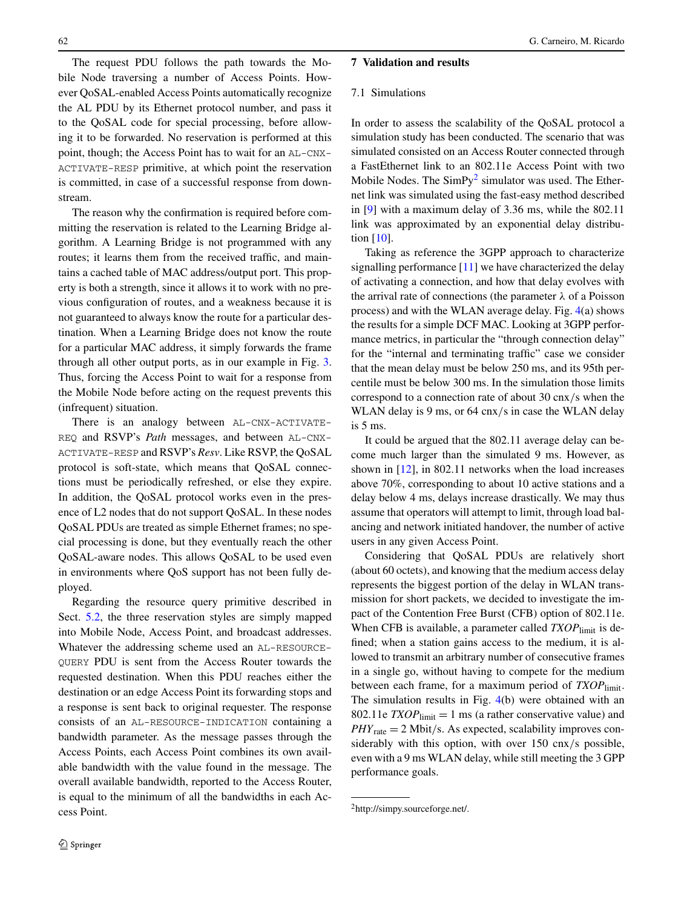The request PDU follows the path towards the Mobile Node traversing a number of Access Points. However QoSAL-enabled Access Points automatically recognize the AL PDU by its Ethernet protocol number, and pass it to the QoSAL code for special processing, before allowing it to be forwarded. No reservation is performed at this point, though; the Access Point has to wait for an `AL-CNX-ACTIVATE-RESP` primitive, at which point the reservation is committed, in case of a successful response from downstream.

The reason why the confirmation is required before committing the reservation is related to the Learning Bridge algorithm. A Learning Bridge is not programmed with any routes; it learns them from the received traffic, and maintains a cached table of MAC address/output port. This property is both a strength, since it allows it to work with no previous configuration of routes, and a weakness because it is not guaranteed to always know the route for a particular destination. When a Learning Bridge does not know the route for a particular MAC address, it simply forwards the frame through all other output ports, as in our example in Fig. 3. Thus, forcing the Access Point to wait for a response from the Mobile Node before acting on the request prevents this (infrequent) situation.

There is an analogy between `AL-CNX-ACTIVATE-REQ` and RSVP's *Path* messages, and between `AL-CNX-ACTIVATE-RESP` and RSVP's *Resv*. Like RSVP, the QoSAL protocol is soft-state, which means that QoSAL connections must be periodically refreshed, or else they expire. In addition, the QoSAL protocol works even in the presence of L2 nodes that do not support QoSAL. In these nodes QoSAL PDUs are treated as simple Ethernet frames; no special processing is done, but they eventually reach the other QoSAL-aware nodes. This allows QoSAL to be used even in environments where QoS support has not been fully deployed.

Regarding the resource query primitive described in Sect. 5.2, the three reservation styles are simply mapped into Mobile Node, Access Point, and broadcast addresses. Whatever the addressing scheme used an `AL-RESOURCE-QUERY` PDU is sent from the Access Router towards the requested destination. When this PDU reaches either the destination or an edge Access Point its forwarding stops and a response is sent back to original requester. The response consists of an `AL-RESOURCE-INDICATION` containing a bandwidth parameter. As the message passes through the Access Points, each Access Point combines its own available bandwidth with the value found in the message. The overall available bandwidth, reported to the Access Router, is equal to the minimum of all the bandwidths in each Access Point.

## 7 Validation and results

### 7.1 Simulations

In order to assess the scalability of the QoSAL protocol a simulation study has been conducted. The scenario that was simulated consisted on an Access Router connected through a FastEthernet link to an 802.11e Access Point with two Mobile Nodes. The SimPy[2] simulator was used. The Ethernet link was simulated using the fast-easy method described in [9] with a maximum delay of 3.36 ms, while the 802.11 link was approximated by an exponential delay distribution [10].

Taking as reference the 3GPP approach to characterize signalling performance [11] we have characterized the delay of activating a connection, and how that delay evolves with the arrival rate of connections (the parameter $\lambda$ of a Poisson process) and with the WLAN average delay. Fig. 4(a) shows the results for a simple DCF MAC. Looking at 3GPP performance metrics, in particular the "through connection delay" for the "internal and terminating traffic" case we consider that the mean delay must be below 250 ms, and its 95th percentile must be below 300 ms. In the simulation those limits correspond to a connection rate of about 30 cnx/s when the WLAN delay is 9 ms, or 64 cnx/s in case the WLAN delay is 5 ms.

It could be argued that the 802.11 average delay can become much larger than the simulated 9 ms. However, as shown in [12], in 802.11 networks when the load increases above 70%, corresponding to about 10 active stations and a delay below 4 ms, delays increase drastically. We may thus assume that operators will attempt to limit, through load balancing and network initiated handover, the number of active users in any given Access Point.

Considering that QoSAL PDUs are relatively short (about 60 octets), and knowing that the medium access delay represents the biggest portion of the delay in WLAN transmission for short packets, we decided to investigate the impact of the Contention Free Burst (CFB) option of 802.11e. When CFB is available, a parameter called $TXOP_{\text{limit}}$ is defined; when a station gains access to the medium, it is allowed to transmit an arbitrary number of consecutive frames in a single go, without having to compete for the medium between each frame, for a maximum period of $TXOP_{\text{limit}}$. The simulation results in Fig. 4(b) were obtained with an 802.11e $TXOP_{\text{limit}} = 1$ ms (a rather conservative value) and $PHY_{\text{rate}} = 2$ Mbit/s. As expected, scalability improves considerably with this option, with over 150 cnx/s possible, even with a 9 ms WLAN delay, while still meeting the 3 GPP performance goals.

[2] http://simpy.sourceforge.net/.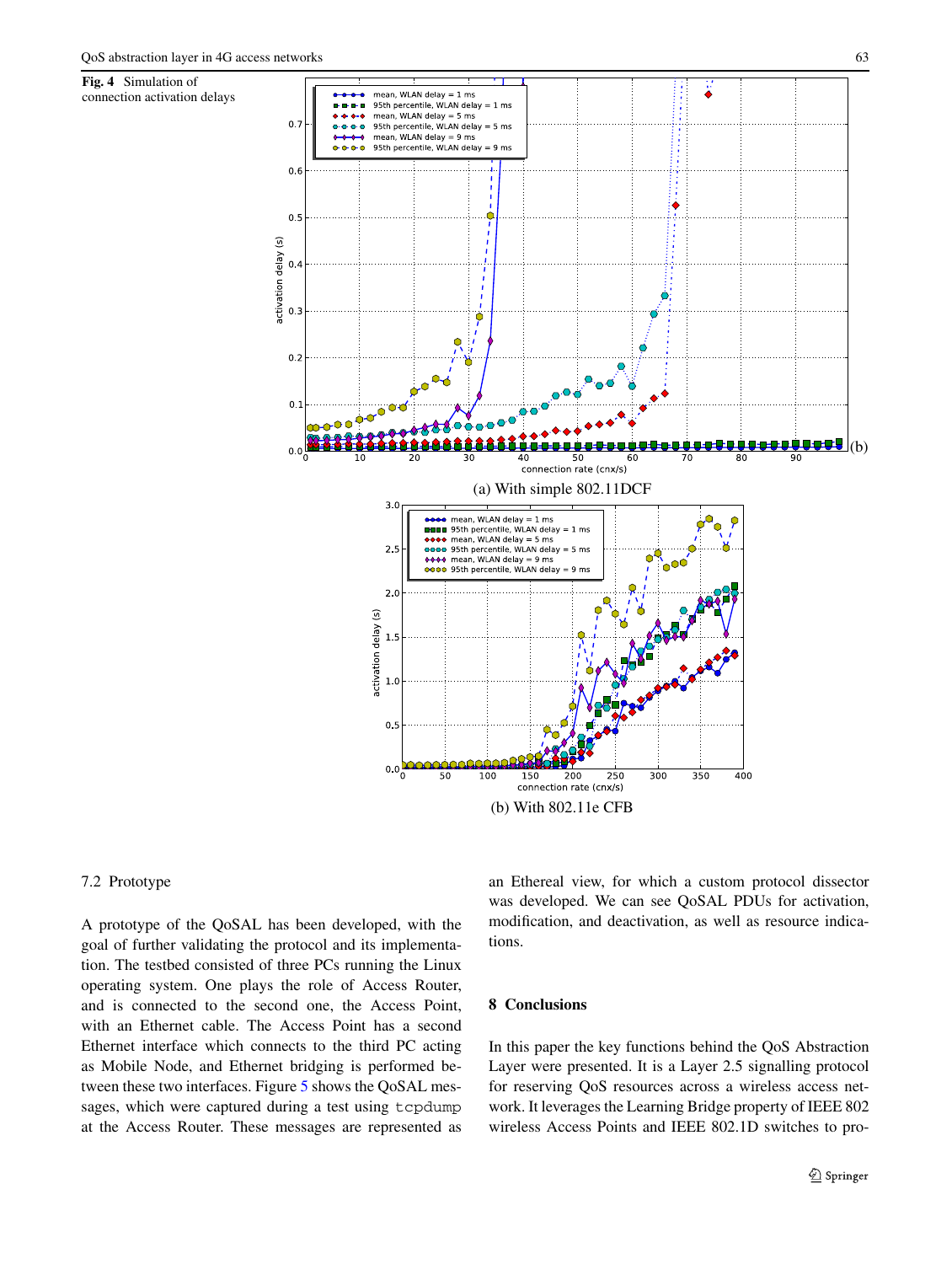**Fig. 4** Simulation of connection activation delays

(a) With simple 802.11DCF

(b) With 802.11e CFB

### 7.2 Prototype

A prototype of the QoSAL has been developed, with the goal of further validating the protocol and its implementation. The testbed consisted of three PCs running the Linux operating system. One plays the role of Access Router, and is connected to the second one, the Access Point, with an Ethernet cable. The Access Point has a second Ethernet interface which connects to the third PC acting as Mobile Node, and Ethernet bridging is performed between these two interfaces. Figure 5 shows the QoSAL messages, which were captured during a test using `tcpdump` at the Access Router. These messages are represented as an Ethereal view, for which a custom protocol dissector was developed. We can see QoSAL PDUs for activation, modification, and deactivation, as well as resource indications.

## 8 Conclusions

In this paper the key functions behind the QoS Abstraction Layer were presented. It is a Layer 2.5 signalling protocol for reserving QoS resources across a wireless access network. It leverages the Learning Bridge property of IEEE 802 wireless Access Points and IEEE 802.1D switches to pro-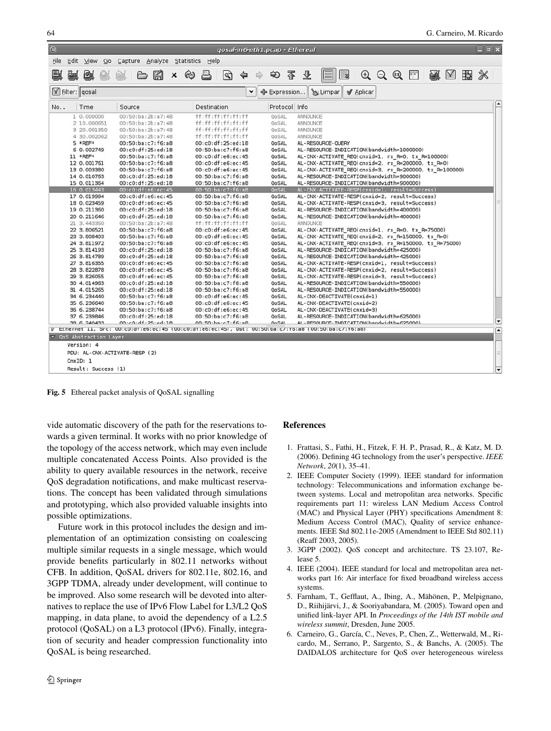Fig. 5 Ethereal packet analysis of QoSAL signalling

vide automatic discovery of the path for the reservations towards a given terminal. It works with no prior knowledge of the topology of the access network, which may even include multiple concatenated Access Points. Also provided is the ability to query available resources in the network, receive QoS degradation notifications, and make multicast reservations. The concept has been validated through simulations and prototyping, which also provided valuable insights into possible optimizations.

Future work in this protocol includes the design and implementation of an optimization consisting on coalescing multiple similar requests in a single message, which would provide benefits particularly in 802.11 networks without CFB. In addition, QoSAL drivers for 802.11e, 802.16, and 3GPP TDMA, already under development, will continue to be improved. Also some research will be devoted into alternatives to replace the use of IPv6 Flow Label for L3/L2 QoS mapping, in data plane, to avoid the dependency of a L2.5 protocol (QoSAL) on a L3 protocol (IPv6). Finally, integration of security and header compression functionality into QoSAL is being researched.

## References

1. Frattasi, S., Fathi, H., Fitzek, F. H. P., Prasad, R., & Katz, M. D. (2006). Defining 4G technology from the user's perspective. *IEEE Network*, *20*(1), 35–41.
2. IEEE Computer Society (1999). IEEE standard for information technology: Telecommunications and information exchange between systems. Local and metropolitan area networks. Specific requirements part 11: wireless LAN Medium Access Control (MAC) and Physical Layer (PHY) specifications Amendment 8: Medium Access Control (MAC), Quality of service enhancements. IEEE Std 802.11e-2005 (Amendment to IEEE Std 802.11) (Reaff 2003, 2005).
3. 3GPP (2002). QoS concept and architecture. TS 23.107, Release 5.
4. IEEE (2004). IEEE standard for local and metropolitan area networks part 16: Air interface for fixed broadband wireless access systems.
5. Farnham, T., Gefflaut, A., Ibing, A., Mähönen, P., Melpignano, D., Riihijärvi, J., & Sooriyabandara, M. (2005). Toward open and unified link-layer API. In *Proceedings of the 14th IST mobile and wireless summit*, Dresden, June 2005.
6. Carneiro, G., García, C., Neves, P., Chen, Z., Wetterwald, M., Ricardo, M., Serrano, P., Sargento, S., & Banchs, A. (2005). The DAIDALOS architecture for QoS over heterogeneous wireless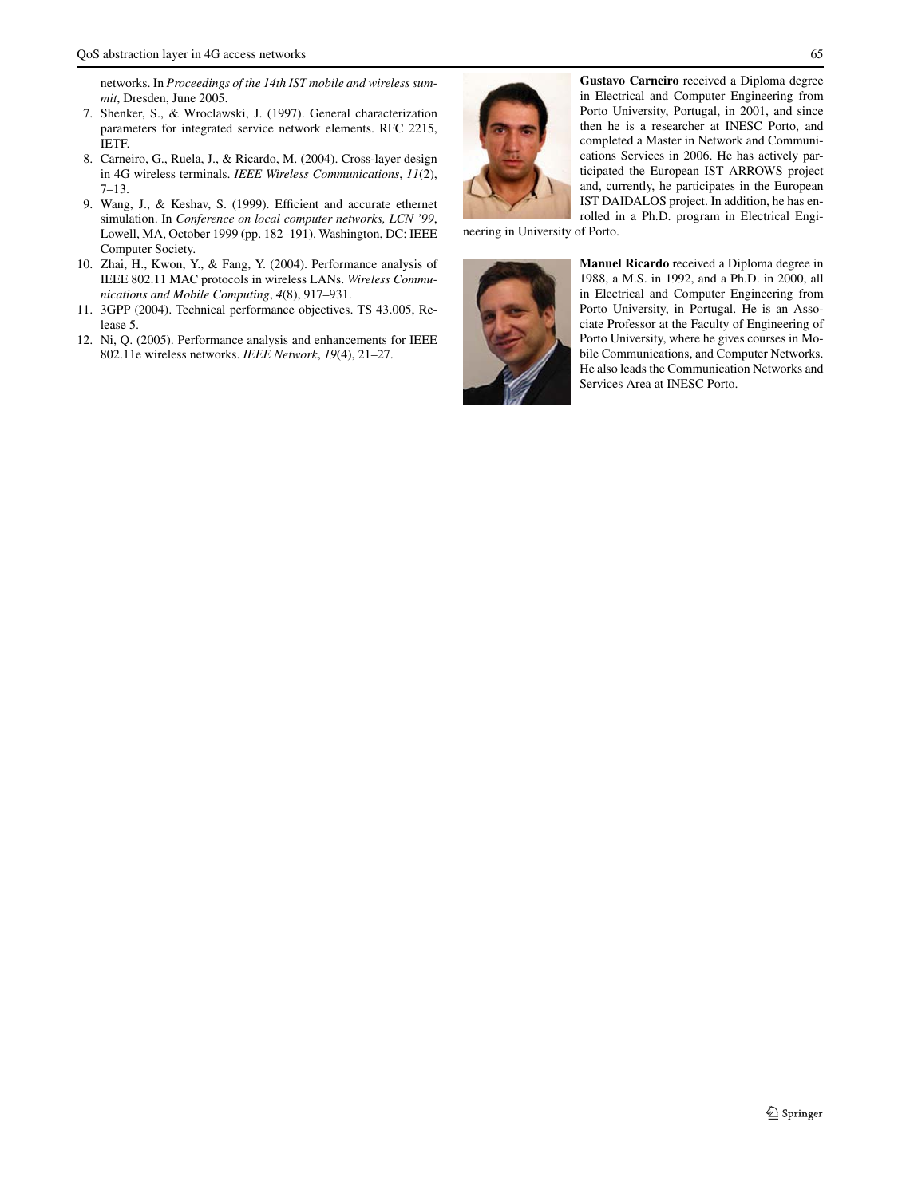networks. In *Proceedings of the 14th IST mobile and wireless summit*, Dresden, June 2005.

7. Shenker, S., & Wroclawski, J. (1997). General characterization parameters for integrated service network elements. RFC 2215, IETF.
8. Carneiro, G., Ruela, J., & Ricardo, M. (2004). Cross-layer design in 4G wireless terminals. *IEEE Wireless Communications*, *11*(2), 7–13.
9. Wang, J., & Keshav, S. (1999). Efficient and accurate ethernet simulation. In *Conference on local computer networks, LCN '99*, Lowell, MA, October 1999 (pp. 182–191). Washington, DC: IEEE Computer Society.
10. Zhai, H., Kwon, Y., & Fang, Y. (2004). Performance analysis of IEEE 802.11 MAC protocols in wireless LANs. *Wireless Communications and Mobile Computing*, *4*(8), 917–931.
11. 3GPP (2004). Technical performance objectives. TS 43.005, Release 5.
12. Ni, Q. (2005). Performance analysis and enhancements for IEEE 802.11e wireless networks. *IEEE Network*, *19*(4), 21–27.

**Gustavo Carneiro** received a Diploma degree in Electrical and Computer Engineering from Porto University, Portugal, in 2001, and since then he is a researcher at INESC Porto, and completed a Master in Network and Communications Services in 2006. He has actively participated the European IST ARROWS project and, currently, he participates in the European IST DAIDALOS project. In addition, he has enrolled in a Ph.D. program in Electrical Engineering in University of Porto.

**Manuel Ricardo** received a Diploma degree in 1988, a M.S. in 1992, and a Ph.D. in 2000, all in Electrical and Computer Engineering from Porto University, in Portugal. He is an Associate Professor at the Faculty of Engineering of Porto University, where he gives courses in Mobile Communications, and Computer Networks. He also leads the Communication Networks and Services Area at INESC Porto.